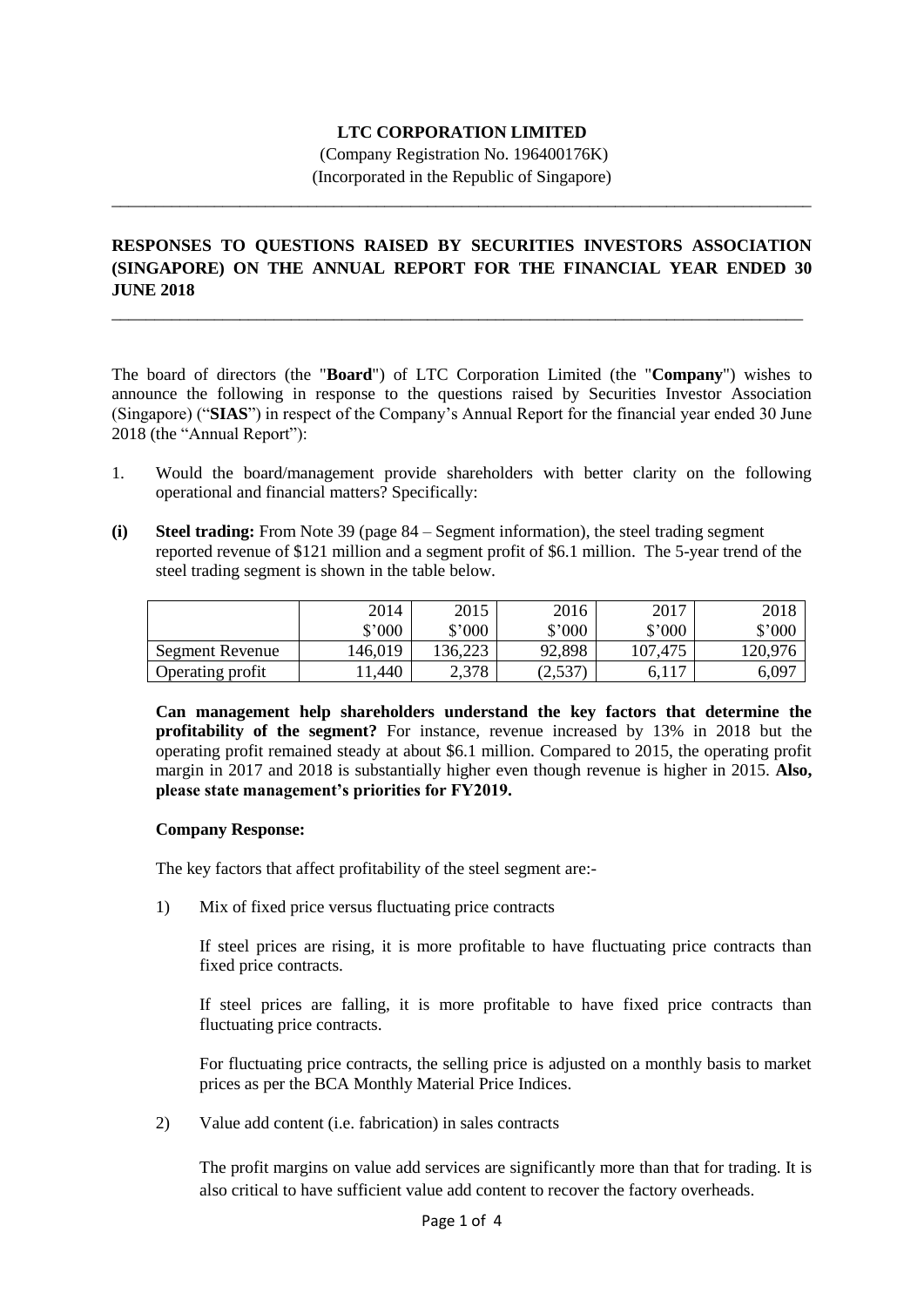**LTC CORPORATION LIMITED**

(Company Registration No. 196400176K)
(Incorporated in the Republic of Singapore)

---

**RESPONSES TO QUESTIONS RAISED BY SECURITIES INVESTORS ASSOCIATION (SINGAPORE) ON THE ANNUAL REPORT FOR THE FINANCIAL YEAR ENDED 30 JUNE 2018**

---

The board of directors (the "**Board**") of LTC Corporation Limited (the "**Company**") wishes to announce the following in response to the questions raised by Securities Investor Association (Singapore) ("**SIAS**") in respect of the Company's Annual Report for the financial year ended 30 June 2018 (the "Annual Report"):

1. Would the board/management provide shareholders with better clarity on the following operational and financial matters? Specifically:

**(i)** **Steel trading:** From Note 39 (page 84 – Segment information), the steel trading segment reported revenue of \$121 million and a segment profit of \$6.1 million. The 5-year trend of the steel trading segment is shown in the table below.

| | 2014 | 2015 | 2016 | 2017 | 2018 |
|---|---|---|---|---|---|
| | \$'000 | \$'000 | \$'000 | \$'000 | \$'000 |
| Segment Revenue | 146,019 | 136,223 | 92,898 | 107,475 | 120,976 |
| Operating profit | 11,440 | 2,378 | (2,537) | 6,117 | 6,097 |

**Can management help shareholders understand the key factors that determine the profitability of the segment?** For instance, revenue increased by 13% in 2018 but the operating profit remained steady at about \$6.1 million. Compared to 2015, the operating profit margin in 2017 and 2018 is substantially higher even though revenue is higher in 2015. **Also, please state management's priorities for FY2019.**

**Company Response:**

The key factors that affect profitability of the steel segment are:-

1) Mix of fixed price versus fluctuating price contracts

   If steel prices are rising, it is more profitable to have fluctuating price contracts than fixed price contracts.

   If steel prices are falling, it is more profitable to have fixed price contracts than fluctuating price contracts.

   For fluctuating price contracts, the selling price is adjusted on a monthly basis to market prices as per the BCA Monthly Material Price Indices.

2) Value add content (i.e. fabrication) in sales contracts

   The profit margins on value add services are significantly more than that for trading. It is also critical to have sufficient value add content to recover the factory overheads.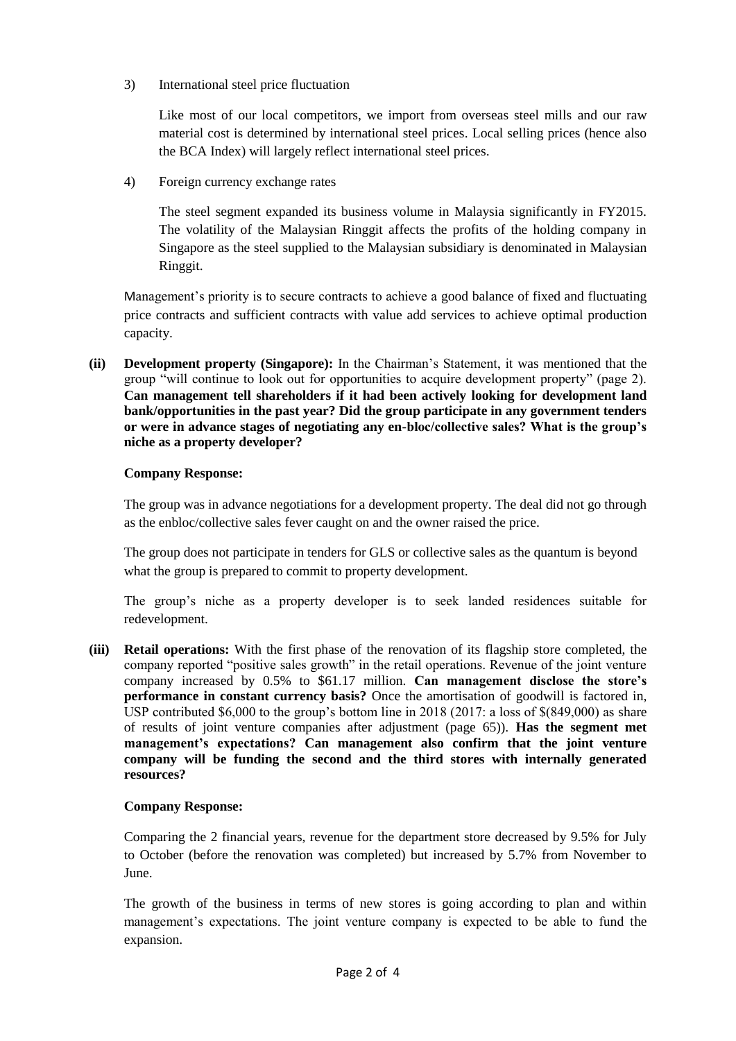3) International steel price fluctuation

Like most of our local competitors, we import from overseas steel mills and our raw material cost is determined by international steel prices. Local selling prices (hence also the BCA Index) will largely reflect international steel prices.

4) Foreign currency exchange rates

The steel segment expanded its business volume in Malaysia significantly in FY2015. The volatility of the Malaysian Ringgit affects the profits of the holding company in Singapore as the steel supplied to the Malaysian subsidiary is denominated in Malaysian Ringgit.

Management's priority is to secure contracts to achieve a good balance of fixed and fluctuating price contracts and sufficient contracts with value add services to achieve optimal production capacity.

**(ii) Development property (Singapore):** In the Chairman's Statement, it was mentioned that the group "will continue to look out for opportunities to acquire development property" (page 2). **Can management tell shareholders if it had been actively looking for development land bank/opportunities in the past year? Did the group participate in any government tenders or were in advance stages of negotiating any en-bloc/collective sales? What is the group's niche as a property developer?**

**Company Response:**

The group was in advance negotiations for a development property. The deal did not go through as the enbloc/collective sales fever caught on and the owner raised the price.

The group does not participate in tenders for GLS or collective sales as the quantum is beyond what the group is prepared to commit to property development.

The group's niche as a property developer is to seek landed residences suitable for redevelopment.

**(iii) Retail operations:** With the first phase of the renovation of its flagship store completed, the company reported "positive sales growth" in the retail operations. Revenue of the joint venture company increased by 0.5% to $61.17 million. **Can management disclose the store's performance in constant currency basis?** Once the amortisation of goodwill is factored in, USP contributed $6,000 to the group's bottom line in 2018 (2017: a loss of $(849,000) as share of results of joint venture companies after adjustment (page 65)). **Has the segment met management's expectations? Can management also confirm that the joint venture company will be funding the second and the third stores with internally generated resources?**

**Company Response:**

Comparing the 2 financial years, revenue for the department store decreased by 9.5% for July to October (before the renovation was completed) but increased by 5.7% from November to June.

The growth of the business in terms of new stores is going according to plan and within management's expectations. The joint venture company is expected to be able to fund the expansion.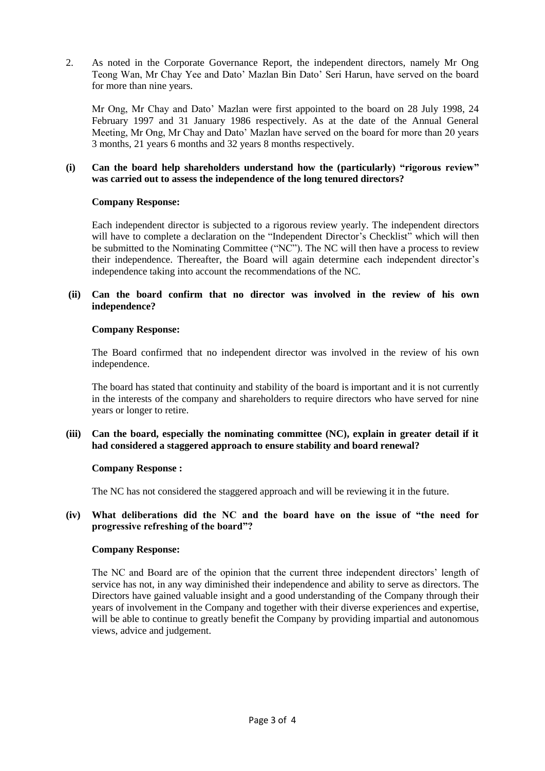2. As noted in the Corporate Governance Report, the independent directors, namely Mr Ong Teong Wan, Mr Chay Yee and Dato' Mazlan Bin Dato' Seri Harun, have served on the board for more than nine years.

   Mr Ong, Mr Chay and Dato' Mazlan were first appointed to the board on 28 July 1998, 24 February 1997 and 31 January 1986 respectively. As at the date of the Annual General Meeting, Mr Ong, Mr Chay and Dato' Mazlan have served on the board for more than 20 years 3 months, 21 years 6 months and 32 years 8 months respectively.

**(i) Can the board help shareholders understand how the (particularly) "rigorous review" was carried out to assess the independence of the long tenured directors?**

**Company Response:**

Each independent director is subjected to a rigorous review yearly. The independent directors will have to complete a declaration on the "Independent Director's Checklist" which will then be submitted to the Nominating Committee ("NC"). The NC will then have a process to review their independence. Thereafter, the Board will again determine each independent director's independence taking into account the recommendations of the NC.

**(ii) Can the board confirm that no director was involved in the review of his own independence?**

**Company Response:**

The Board confirmed that no independent director was involved in the review of his own independence.

The board has stated that continuity and stability of the board is important and it is not currently in the interests of the company and shareholders to require directors who have served for nine years or longer to retire.

**(iii) Can the board, especially the nominating committee (NC), explain in greater detail if it had considered a staggered approach to ensure stability and board renewal?**

**Company Response :**

The NC has not considered the staggered approach and will be reviewing it in the future.

**(iv) What deliberations did the NC and the board have on the issue of "the need for progressive refreshing of the board"?**

**Company Response:**

The NC and Board are of the opinion that the current three independent directors' length of service has not, in any way diminished their independence and ability to serve as directors. The Directors have gained valuable insight and a good understanding of the Company through their years of involvement in the Company and together with their diverse experiences and expertise, will be able to continue to greatly benefit the Company by providing impartial and autonomous views, advice and judgement.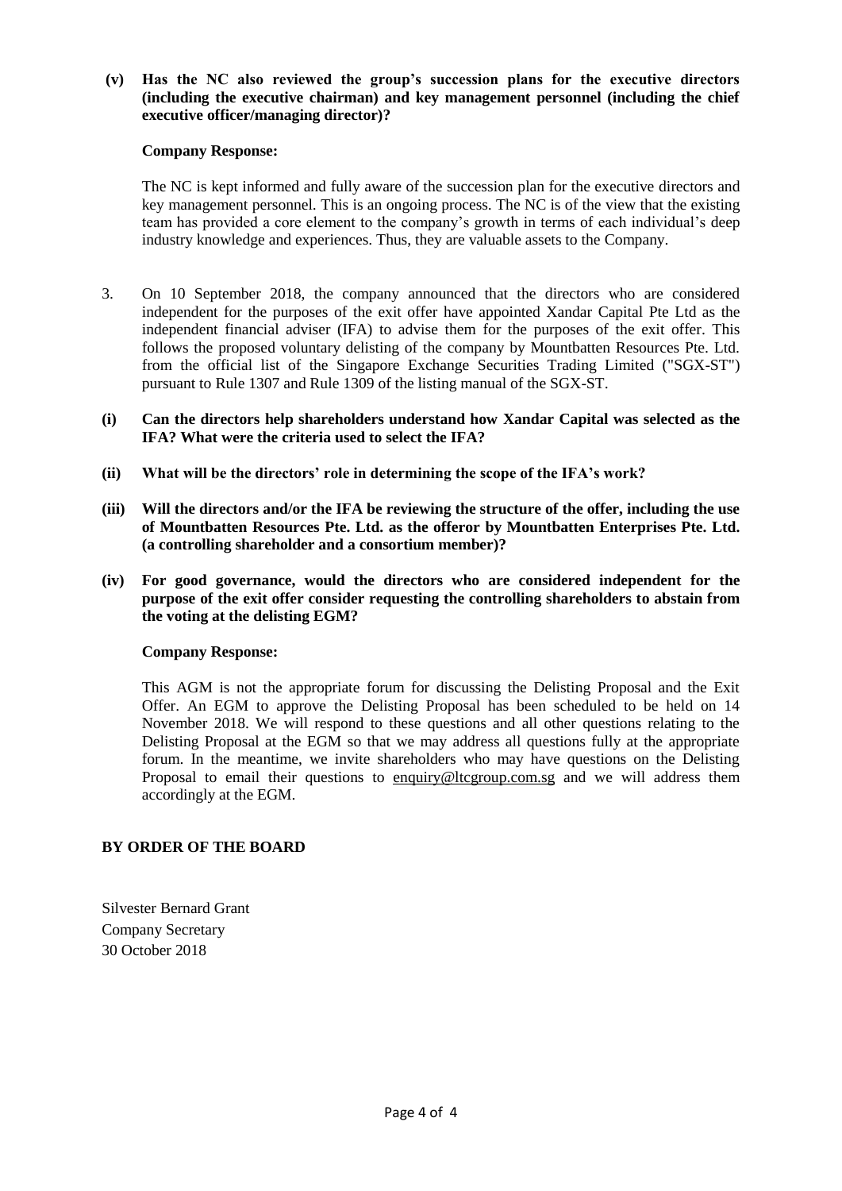**(v) Has the NC also reviewed the group's succession plans for the executive directors (including the executive chairman) and key management personnel (including the chief executive officer/managing director)?**

**Company Response:**

The NC is kept informed and fully aware of the succession plan for the executive directors and key management personnel. This is an ongoing process. The NC is of the view that the existing team has provided a core element to the company's growth in terms of each individual's deep industry knowledge and experiences. Thus, they are valuable assets to the Company.

3. On 10 September 2018, the company announced that the directors who are considered independent for the purposes of the exit offer have appointed Xandar Capital Pte Ltd as the independent financial adviser (IFA) to advise them for the purposes of the exit offer. This follows the proposed voluntary delisting of the company by Mountbatten Resources Pte. Ltd. from the official list of the Singapore Exchange Securities Trading Limited ("SGX-ST") pursuant to Rule 1307 and Rule 1309 of the listing manual of the SGX-ST.

**(i) Can the directors help shareholders understand how Xandar Capital was selected as the IFA? What were the criteria used to select the IFA?**

**(ii) What will be the directors' role in determining the scope of the IFA's work?**

**(iii) Will the directors and/or the IFA be reviewing the structure of the offer, including the use of Mountbatten Resources Pte. Ltd. as the offeror by Mountbatten Enterprises Pte. Ltd. (a controlling shareholder and a consortium member)?**

**(iv) For good governance, would the directors who are considered independent for the purpose of the exit offer consider requesting the controlling shareholders to abstain from the voting at the delisting EGM?**

**Company Response:**

This AGM is not the appropriate forum for discussing the Delisting Proposal and the Exit Offer. An EGM to approve the Delisting Proposal has been scheduled to be held on 14 November 2018. We will respond to these questions and all other questions relating to the Delisting Proposal at the EGM so that we may address all questions fully at the appropriate forum. In the meantime, we invite shareholders who may have questions on the Delisting Proposal to email their questions to enquiry@ltcgroup.com.sg and we will address them accordingly at the EGM.

**BY ORDER OF THE BOARD**

Silvester Bernard Grant
Company Secretary
30 October 2018